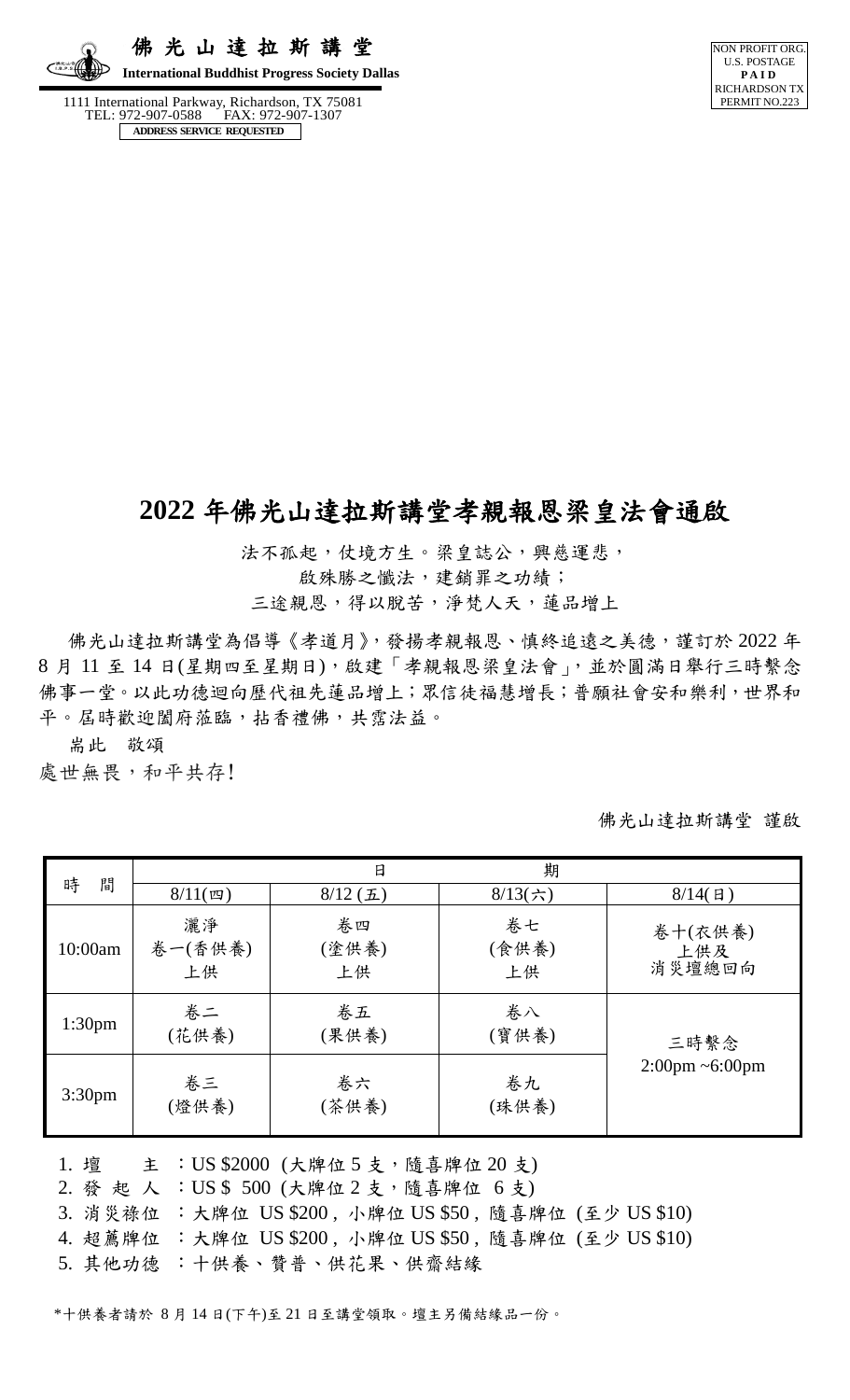佛光山達拉斯講堂
**International Buddhist Progress Society Dallas**

1111 International Parkway, Richardson, TX 75081
TEL: 972-907-0588 FAX: 972-907-1307
ADDRESS SERVICE REQUESTED

NON PROFIT ORG.
U.S. POSTAGE
**PAID**
RICHARDSON TX
PERMIT NO.223

# 2022 年佛光山達拉斯講堂孝親報恩梁皇法會通啟

法不孤起，仗境方生。梁皇誌公，興慈運悲，
啟殊勝之懺法，建銷罪之功績；
三途親恩，得以脫苦，淨梵人天，蓮品增上

佛光山達拉斯講堂為倡導《孝道月》，發揚孝親報恩、慎終追遠之美德，謹訂於 2022 年 8 月 11 至 14 日(星期四至星期日)，啟建「孝親報恩梁皇法會」，並於圓滿日舉行三時繫念佛事一堂。以此功德迴向歷代祖先蓮品增上；眾信徒福慧增長；普願社會安和樂利，世界和平。屆時歡迎闔府蒞臨，拈香禮佛，共霑法益。

耑此 敬頌
處世無畏，和平共存!

佛光山達拉斯講堂 謹啟

| 時間 | 日期 | | | |
|---|---|---|---|---|
| | 8/11(四) | 8/12 (五) | 8/13(六) | 8/14(日) |
| 10:00am | 灑淨 卷一(香供養) 上供 | 卷四 (塗供養) 上供 | 卷七 (食供養) 上供 | 卷十(衣供養) 上供及 消災壇總回向 |
| 1:30pm | 卷二 (花供養) | 卷五 (果供養) | 卷八 (寶供養) | 三時繫念 2:00pm ~6:00pm |
| 3:30pm | 卷三 (燈供養) | 卷六 (茶供養) | 卷九 (珠供養) | |

1. 壇　　主 ：US $2000 (大牌位 5 支，隨喜牌位 20 支)
2. 發 起 人 ：US $ 500 (大牌位 2 支，隨喜牌位 6 支)
3. 消災祿位 ：大牌位 US $200，小牌位 US $50，隨喜牌位 (至少 US $10)
4. 超薦牌位 ：大牌位 US $200，小牌位 US $50，隨喜牌位 (至少 US $10)
5. 其他功德 ：十供養、贊普、供花果、供齋結緣

*十供養者請於 8 月 14 日(下午)至 21 日至講堂領取。壇主另備結緣品一份。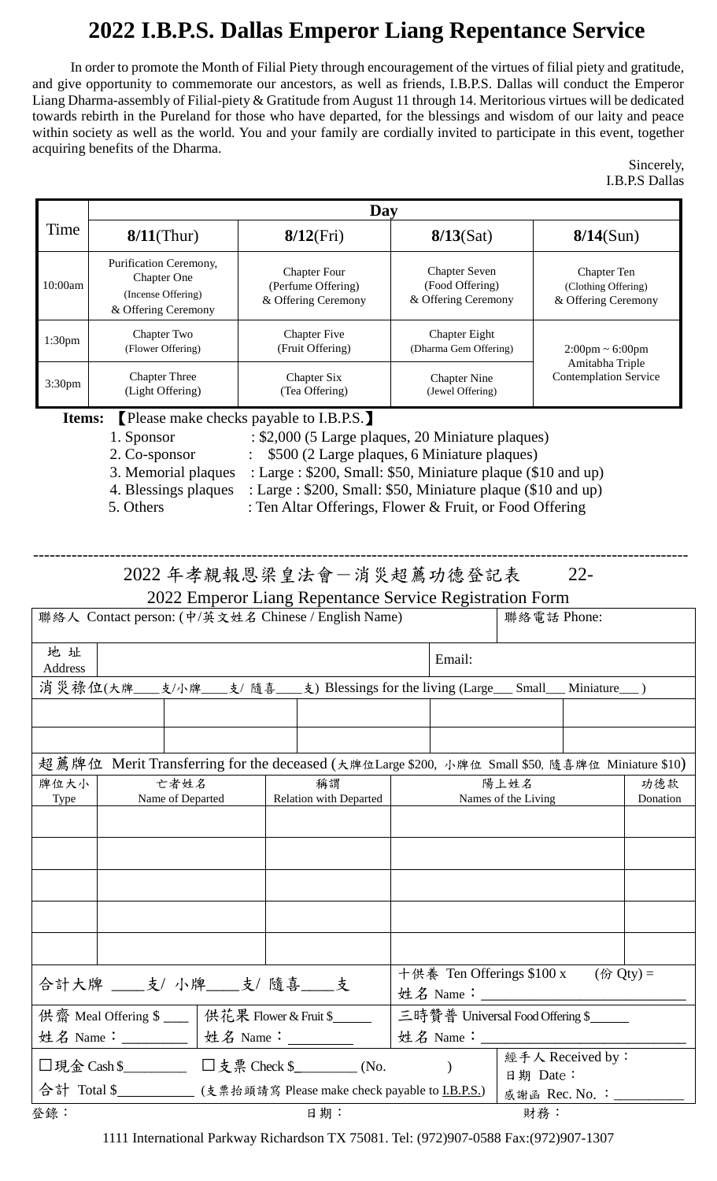# 2022 I.B.P.S. Dallas Emperor Liang Repentance Service

In order to promote the Month of Filial Piety through encouragement of the virtues of filial piety and gratitude, and give opportunity to commemorate our ancestors, as well as friends, I.B.P.S. Dallas will conduct the Emperor Liang Dharma-assembly of Filial-piety & Gratitude from August 11 through 14. Meritorious virtues will be dedicated towards rebirth in the Pureland for those who have departed, for the blessings and wisdom of our laity and peace within society as well as the world. You and your family are cordially invited to participate in this event, together acquiring benefits of the Dharma.

Sincerely,
I.B.P.S Dallas

| Time | Day | | | |
|---|---|---|---|---|
| | **8/11**(Thur) | **8/12**(Fri) | **8/13**(Sat) | **8/14**(Sun) |
| 10:00am | Purification Ceremony, Chapter One (Incense Offering) & Offering Ceremony | Chapter Four (Perfume Offering) & Offering Ceremony | Chapter Seven (Food Offering) & Offering Ceremony | Chapter Ten (Clothing Offering) & Offering Ceremony |
| 1:30pm | Chapter Two (Flower Offering) | Chapter Five (Fruit Offering) | Chapter Eight (Dharma Gem Offering) | 2:00pm ~ 6:00pm Amitabha Triple Contemplation Service |
| 3:30pm | Chapter Three (Light Offering) | Chapter Six (Tea Offering) | Chapter Nine (Jewel Offering) | |

**Items:** 【Please make checks payable to I.B.P.S.】

1. Sponsor : $2,000 (5 Large plaques, 20 Miniature plaques)
2. Co-sponsor : $500 (2 Large plaques, 6 Miniature plaques)
3. Memorial plaques : Large : $200, Small: $50, Miniature plaque ($10 and up)
4. Blessings plaques : Large : $200, Small: $50, Miniature plaque ($10 and up)
5. Others : Ten Altar Offerings, Flower & Fruit, or Food Offering

---

## 2022 年孝親報恩梁皇法會－消災超薦功德登記表 22-

### 2022 Emperor Liang Repentance Service Registration Form

| 聯絡人 Contact person: (中/英文姓名 Chinese / English Name) | | 聯絡電話 Phone: |
|---|---|---|
| 地址 Address | | Email: |

消災祿位(大牌\_\_\_\_支/小牌\_\_\_\_支/ 隨喜\_\_\_\_支) Blessings for the living (Large\_\_\_ Small\_\_\_ Miniature\_\_\_ )

| | | | | | |
|---|---|---|---|---|---|
| | | | | | |
| | | | | | |

超薦牌位 Merit Transferring for the deceased (大牌位Large $200, 小牌位 Small $50, 隨喜牌位 Miniature $10)

| 牌位大小 Type | 亡者姓名 Name of Departed | 稱謂 Relation with Departed | 陽上姓名 Names of the Living | 功德款 Donation |
|---|---|---|---|---|
| | | | | |
| | | | | |
| | | | | |
| | | | | |
| | | | | |

| | | |
|---|---|---|
| 合計大牌 \_\_\_\_支/ 小牌\_\_\_\_支/ 隨喜\_\_\_\_支 | | 十供養 Ten Offerings $100 x (份 Qty) = 姓名 Name：\_\_\_\_\_\_\_\_\_\_ |
| 供齋 Meal Offering $\_\_\_\_ 姓名 Name：\_\_\_\_\_\_\_\_ | 供花果 Flower & Fruit $\_\_\_\_\_\_ 姓名 Name：\_\_\_\_\_\_\_\_ | 三時贊普 Universal Food Offering $\_\_\_\_\_\_ 姓名 Name：\_\_\_\_\_\_\_\_\_\_ |
| □現金 Cash $\_\_\_\_\_\_\_\_ □支票 Check $\_\_\_\_\_\_\_\_ (No. ) 合計 Total $\_\_\_\_\_\_\_\_\_\_ (支票抬頭請寫 Please make check payable to I.B.P.S.) | | 經手人 Received by： 日期 Date： 感謝函 Rec. No. ：\_\_\_\_\_\_\_\_\_\_ |

登錄： 日期： 財務：

1111 International Parkway Richardson TX 75081. Tel: (972)907-0588 Fax:(972)907-1307